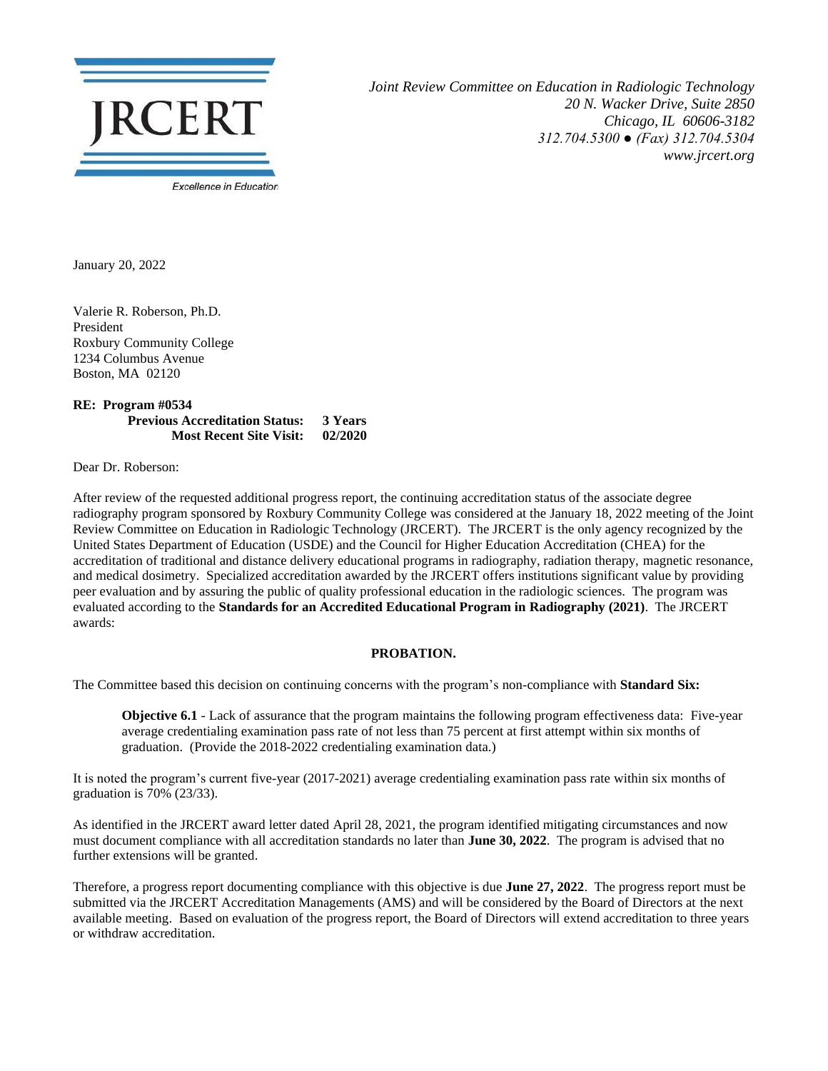JRCERT

Excellence in Education

*Joint Review Committee on Education in Radiologic Technology*
*20 N. Wacker Drive, Suite 2850*
*Chicago, IL 60606-3182*
*312.704.5300 ● (Fax) 312.704.5304*
*www.jrcert.org*

January 20, 2022

Valerie R. Roberson, Ph.D.
President
Roxbury Community College
1234 Columbus Avenue
Boston, MA 02120

**RE: Program #0534**
**Previous Accreditation Status: 3 Years**
**Most Recent Site Visit: 02/2020**

Dear Dr. Roberson:

After review of the requested additional progress report, the continuing accreditation status of the associate degree radiography program sponsored by Roxbury Community College was considered at the January 18, 2022 meeting of the Joint Review Committee on Education in Radiologic Technology (JRCERT). The JRCERT is the only agency recognized by the United States Department of Education (USDE) and the Council for Higher Education Accreditation (CHEA) for the accreditation of traditional and distance delivery educational programs in radiography, radiation therapy, magnetic resonance, and medical dosimetry. Specialized accreditation awarded by the JRCERT offers institutions significant value by providing peer evaluation and by assuring the public of quality professional education in the radiologic sciences. The program was evaluated according to the **Standards for an Accredited Educational Program in Radiography (2021)**. The JRCERT awards:

**PROBATION.**

The Committee based this decision on continuing concerns with the program's non-compliance with **Standard Six:**

> **Objective 6.1** - Lack of assurance that the program maintains the following program effectiveness data: Five-year average credentialing examination pass rate of not less than 75 percent at first attempt within six months of graduation. (Provide the 2018-2022 credentialing examination data.)

It is noted the program's current five-year (2017-2021) average credentialing examination pass rate within six months of graduation is 70% (23/33).

As identified in the JRCERT award letter dated April 28, 2021, the program identified mitigating circumstances and now must document compliance with all accreditation standards no later than **June 30, 2022**. The program is advised that no further extensions will be granted.

Therefore, a progress report documenting compliance with this objective is due **June 27, 2022**. The progress report must be submitted via the JRCERT Accreditation Managements (AMS) and will be considered by the Board of Directors at the next available meeting. Based on evaluation of the progress report, the Board of Directors will extend accreditation to three years or withdraw accreditation.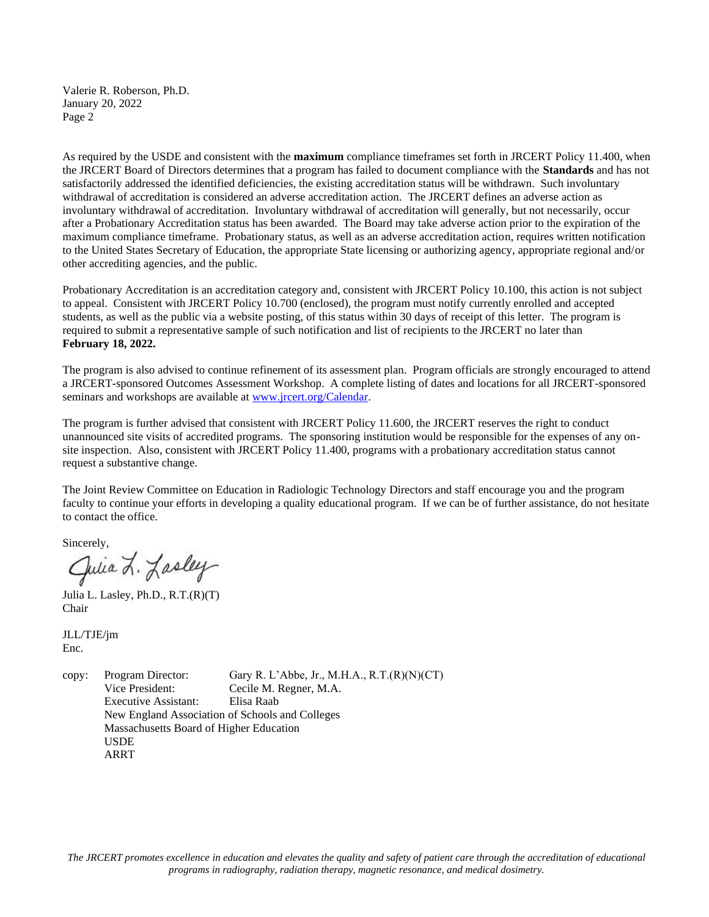Valerie R. Roberson, Ph.D.
January 20, 2022
Page 2

As required by the USDE and consistent with the **maximum** compliance timeframes set forth in JRCERT Policy 11.400, when the JRCERT Board of Directors determines that a program has failed to document compliance with the **Standards** and has not satisfactorily addressed the identified deficiencies, the existing accreditation status will be withdrawn. Such involuntary withdrawal of accreditation is considered an adverse accreditation action. The JRCERT defines an adverse action as involuntary withdrawal of accreditation. Involuntary withdrawal of accreditation will generally, but not necessarily, occur after a Probationary Accreditation status has been awarded. The Board may take adverse action prior to the expiration of the maximum compliance timeframe. Probationary status, as well as an adverse accreditation action, requires written notification to the United States Secretary of Education, the appropriate State licensing or authorizing agency, appropriate regional and/or other accrediting agencies, and the public.

Probationary Accreditation is an accreditation category and, consistent with JRCERT Policy 10.100, this action is not subject to appeal. Consistent with JRCERT Policy 10.700 (enclosed), the program must notify currently enrolled and accepted students, as well as the public via a website posting, of this status within 30 days of receipt of this letter. The program is required to submit a representative sample of such notification and list of recipients to the JRCERT no later than **February 18, 2022.**

The program is also advised to continue refinement of its assessment plan. Program officials are strongly encouraged to attend a JRCERT-sponsored Outcomes Assessment Workshop. A complete listing of dates and locations for all JRCERT-sponsored seminars and workshops are available at [www.jrcert.org/Calendar](www.jrcert.org/Calendar).

The program is further advised that consistent with JRCERT Policy 11.600, the JRCERT reserves the right to conduct unannounced site visits of accredited programs. The sponsoring institution would be responsible for the expenses of any on-site inspection. Also, consistent with JRCERT Policy 11.400, programs with a probationary accreditation status cannot request a substantive change.

The Joint Review Committee on Education in Radiologic Technology Directors and staff encourage you and the program faculty to continue your efforts in developing a quality educational program. If we can be of further assistance, do not hesitate to contact the office.

Sincerely,

Julia L. Lasley

Julia L. Lasley, Ph.D., R.T.(R)(T)
Chair

JLL/TJE/jm
Enc.

copy: Program Director: Gary R. L'Abbe, Jr., M.H.A., R.T.(R)(N)(CT)
Vice President: Cecile M. Regner, M.A.
Executive Assistant: Elisa Raab
New England Association of Schools and Colleges
Massachusetts Board of Higher Education
USDE
ARRT

*The JRCERT promotes excellence in education and elevates the quality and safety of patient care through the accreditation of educational programs in radiography, radiation therapy, magnetic resonance, and medical dosimetry.*